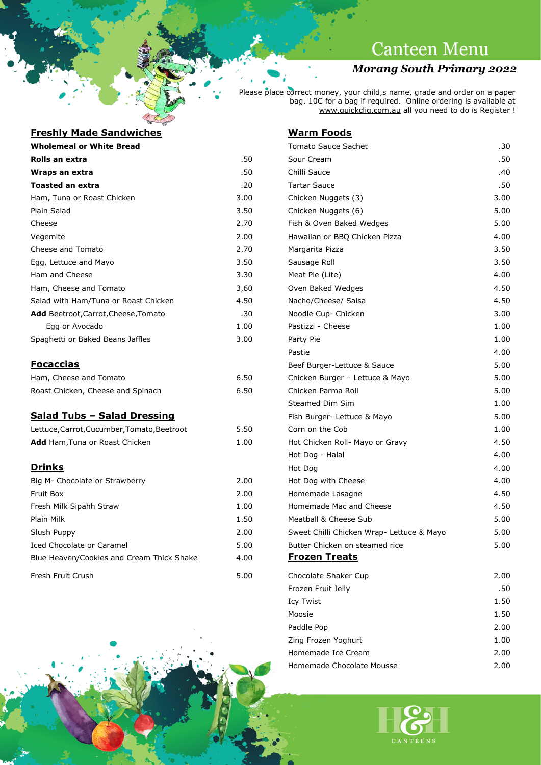# Canteen Menu

***Morang South Primary 2022***

Please place correct money, your child,s name, grade and order on a paper bag. 10C for a bag if required. Online ordering is available at www.quickclig.com.au all you need to do is Register !

## Freshly Made Sandwiches

| | |
|---|---|
| **Wholemeal or White Bread** | |
| **Rolls an extra** | .50 |
| **Wraps an extra** | .50 |
| **Toasted an extra** | .20 |
| Ham, Tuna or Roast Chicken | 3.00 |
| Plain Salad | 3.50 |
| Cheese | 2.70 |
| Vegemite | 2.00 |
| Cheese and Tomato | 2.70 |
| Egg, Lettuce and Mayo | 3.50 |
| Ham and Cheese | 3.30 |
| Ham, Cheese and Tomato | 3,60 |
| Salad with Ham/Tuna or Roast Chicken | 4.50 |
| **Add** Beetroot,Carrot,Cheese,Tomato | .30 |
| Egg or Avocado | 1.00 |
| Spaghetti or Baked Beans Jaffles | 3.00 |

## Focaccias

| | |
|---|---|
| Ham, Cheese and Tomato | 6.50 |
| Roast Chicken, Cheese and Spinach | 6.50 |

## Salad Tubs – Salad Dressing

| | |
|---|---|
| Lettuce,Carrot,Cucumber,Tomato,Beetroot | 5.50 |
| **Add** Ham,Tuna or Roast Chicken | 1.00 |

## Drinks

| | |
|---|---|
| Big M- Chocolate or Strawberry | 2.00 |
| Fruit Box | 2.00 |
| Fresh Milk Sipahh Straw | 1.00 |
| Plain Milk | 1.50 |
| Slush Puppy | 2.00 |
| Iced Chocolate or Caramel | 5.00 |
| Blue Heaven/Cookies and Cream Thick Shake | 4.00 |
| Fresh Fruit Crush | 5.00 |

## Warm Foods

| | |
|---|---|
| Tomato Sauce Sachet | .30 |
| Sour Cream | .50 |
| Chilli Sauce | .40 |
| Tartar Sauce | .50 |
| Chicken Nuggets (3) | 3.00 |
| Chicken Nuggets (6) | 5.00 |
| Fish & Oven Baked Wedges | 5.00 |
| Hawaiian or BBQ Chicken Pizza | 4.00 |
| Margarita Pizza | 3.50 |
| Sausage Roll | 3.50 |
| Meat Pie (Lite) | 4.00 |
| Oven Baked Wedges | 4.50 |
| Nacho/Cheese/ Salsa | 4.50 |
| Noodle Cup- Chicken | 3.00 |
| Pastizzi - Cheese | 1.00 |
| Party Pie | 1.00 |
| Pastie | 4.00 |
| Beef Burger-Lettuce & Sauce | 5.00 |
| Chicken Burger – Lettuce & Mayo | 5.00 |
| Chicken Parma Roll | 5.00 |
| Steamed Dim Sim | 1.00 |
| Fish Burger- Lettuce & Mayo | 5.00 |
| Corn on the Cob | 1.00 |
| Hot Chicken Roll- Mayo or Gravy | 4.50 |
| Hot Dog - Halal | 4.00 |
| Hot Dog | 4.00 |
| Hot Dog with Cheese | 4.00 |
| Homemade Lasagne | 4.50 |
| Homemade Mac and Cheese | 4.50 |
| Meatball & Cheese Sub | 5.00 |
| Sweet Chilli Chicken Wrap- Lettuce & Mayo | 5.00 |
| Butter Chicken on steamed rice | 5.00 |

## Frozen Treats

| | |
|---|---|
| Chocolate Shaker Cup | 2.00 |
| Frozen Fruit Jelly | .50 |
| Icy Twist | 1.50 |
| Moosie | 1.50 |
| Paddle Pop | 2.00 |
| Zing Frozen Yoghurt | 1.00 |
| Homemade Ice Cream | 2.00 |
| Homemade Chocolate Mousse | 2.00 |

H&H CANTEENS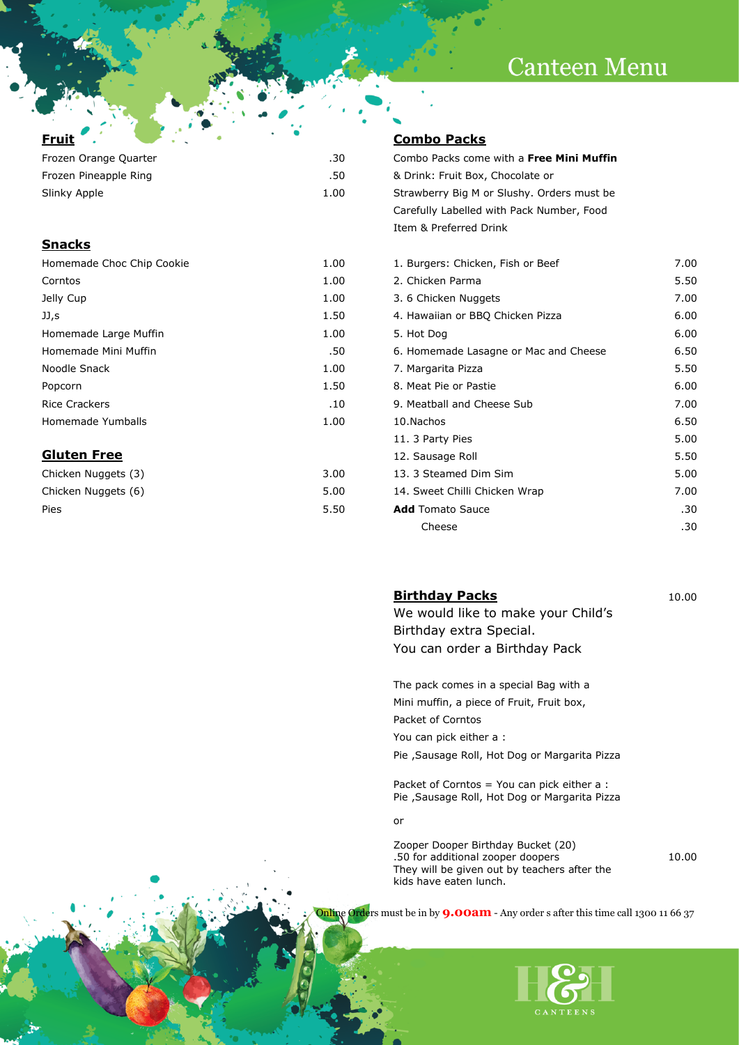# Canteen Menu

## Fruit

| | |
|---|---|
| Frozen Orange Quarter | .30 |
| Frozen Pineapple Ring | .50 |
| Slinky Apple | 1.00 |

## Snacks

| | |
|---|---|
| Homemade Choc Chip Cookie | 1.00 |
| Corntos | 1.00 |
| Jelly Cup | 1.00 |
| JJ,s | 1.50 |
| Homemade Large Muffin | 1.00 |
| Homemade Mini Muffin | .50 |
| Noodle Snack | 1.00 |
| Popcorn | 1.50 |
| Rice Crackers | .10 |
| Homemade Yumballs | 1.00 |

## Gluten Free

| | |
|---|---|
| Chicken Nuggets (3) | 3.00 |
| Chicken Nuggets (6) | 5.00 |
| Pies | 5.50 |

## Combo Packs

Combo Packs come with a **Free Mini Muffin** & Drink: Fruit Box, Chocolate or Strawberry Big M or Slushy. Orders must be Carefully Labelled with Pack Number, Food Item & Preferred Drink

| | |
|---|---|
| 1. Burgers: Chicken, Fish or Beef | 7.00 |
| 2. Chicken Parma | 5.50 |
| 3. 6 Chicken Nuggets | 7.00 |
| 4. Hawaiian or BBQ Chicken Pizza | 6.00 |
| 5. Hot Dog | 6.00 |
| 6. Homemade Lasagne or Mac and Cheese | 6.50 |
| 7. Margarita Pizza | 5.50 |
| 8. Meat Pie or Pastie | 6.00 |
| 9. Meatball and Cheese Sub | 7.00 |
| 10.Nachos | 6.50 |
| 11. 3 Party Pies | 5.00 |
| 12. Sausage Roll | 5.50 |
| 13. 3 Steamed Dim Sim | 5.00 |
| 14. Sweet Chilli Chicken Wrap | 7.00 |
| **Add** Tomato Sauce | .30 |
| Cheese | .30 |

## Birthday Packs — 10.00

We would like to make your Child's Birthday extra Special.
You can order a Birthday Pack

The pack comes in a special Bag with a Mini muffin, a piece of Fruit, Fruit box, Packet of Corntos
You can pick either a :
Pie ,Sausage Roll, Hot Dog or Margarita Pizza

Packet of Corntos = You can pick either a :
Pie ,Sausage Roll, Hot Dog or Margarita Pizza

or

Zooper Dooper Birthday Bucket (20) — 10.00
.50 for additional zooper doopers
They will be given out by teachers after the kids have eaten lunch.

Online Orders must be in by **9.00am** - Any order s after this time call 1300 11 66 37

H&H CANTEENS